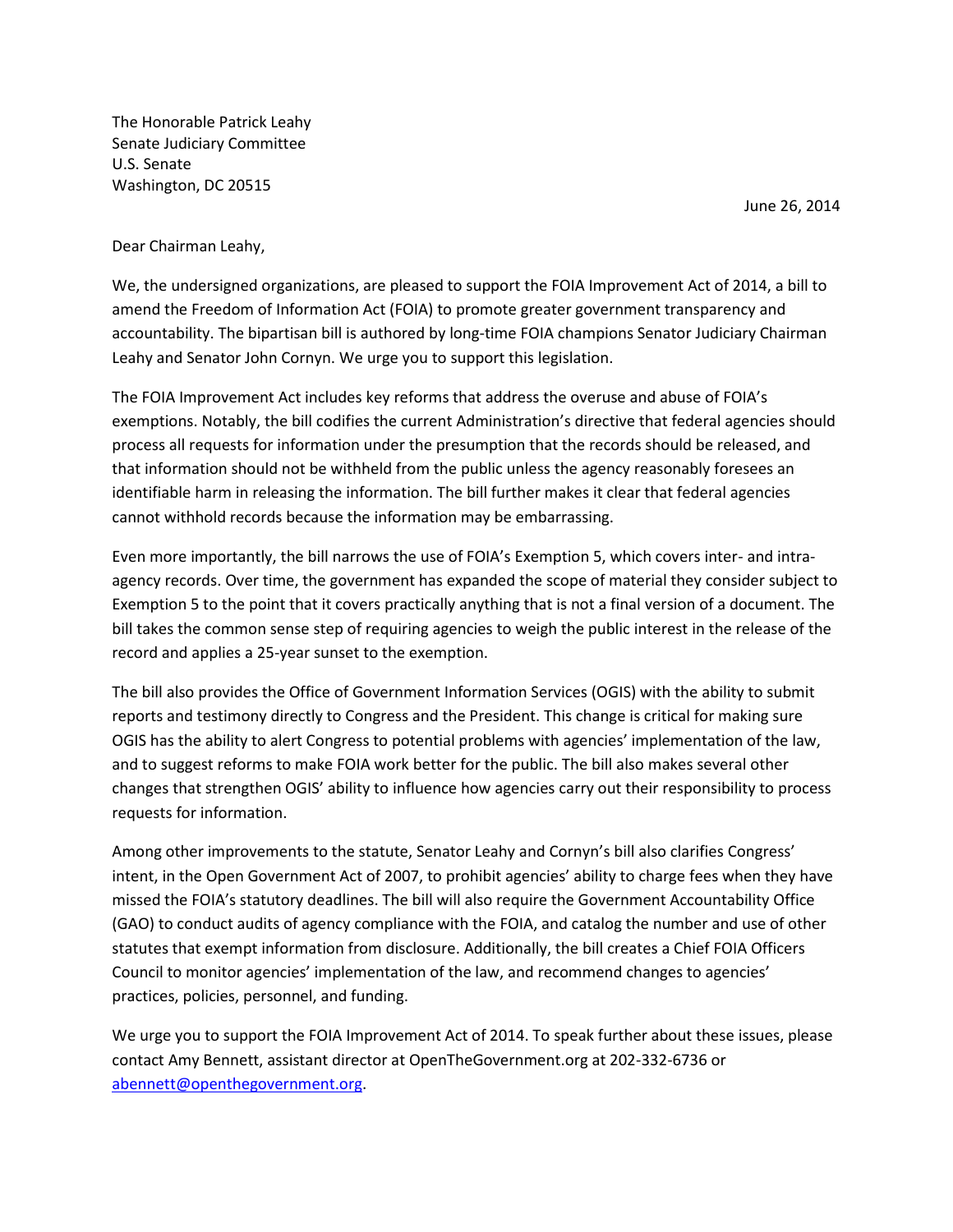The Honorable Patrick Leahy
Senate Judiciary Committee
U.S. Senate
Washington, DC 20515

June 26, 2014

Dear Chairman Leahy,

We, the undersigned organizations, are pleased to support the FOIA Improvement Act of 2014, a bill to amend the Freedom of Information Act (FOIA) to promote greater government transparency and accountability. The bipartisan bill is authored by long-time FOIA champions Senator Judiciary Chairman Leahy and Senator John Cornyn. We urge you to support this legislation.

The FOIA Improvement Act includes key reforms that address the overuse and abuse of FOIA's exemptions. Notably, the bill codifies the current Administration's directive that federal agencies should process all requests for information under the presumption that the records should be released, and that information should not be withheld from the public unless the agency reasonably foresees an identifiable harm in releasing the information. The bill further makes it clear that federal agencies cannot withhold records because the information may be embarrassing.

Even more importantly, the bill narrows the use of FOIA's Exemption 5, which covers inter- and intra-agency records. Over time, the government has expanded the scope of material they consider subject to Exemption 5 to the point that it covers practically anything that is not a final version of a document. The bill takes the common sense step of requiring agencies to weigh the public interest in the release of the record and applies a 25-year sunset to the exemption.

The bill also provides the Office of Government Information Services (OGIS) with the ability to submit reports and testimony directly to Congress and the President. This change is critical for making sure OGIS has the ability to alert Congress to potential problems with agencies' implementation of the law, and to suggest reforms to make FOIA work better for the public. The bill also makes several other changes that strengthen OGIS' ability to influence how agencies carry out their responsibility to process requests for information.

Among other improvements to the statute, Senator Leahy and Cornyn's bill also clarifies Congress' intent, in the Open Government Act of 2007, to prohibit agencies' ability to charge fees when they have missed the FOIA's statutory deadlines. The bill will also require the Government Accountability Office (GAO) to conduct audits of agency compliance with the FOIA, and catalog the number and use of other statutes that exempt information from disclosure. Additionally, the bill creates a Chief FOIA Officers Council to monitor agencies' implementation of the law, and recommend changes to agencies' practices, policies, personnel, and funding.

We urge you to support the FOIA Improvement Act of 2014. To speak further about these issues, please contact Amy Bennett, assistant director at OpenTheGovernment.org at 202-332-6736 or abennett@openthegovernment.org.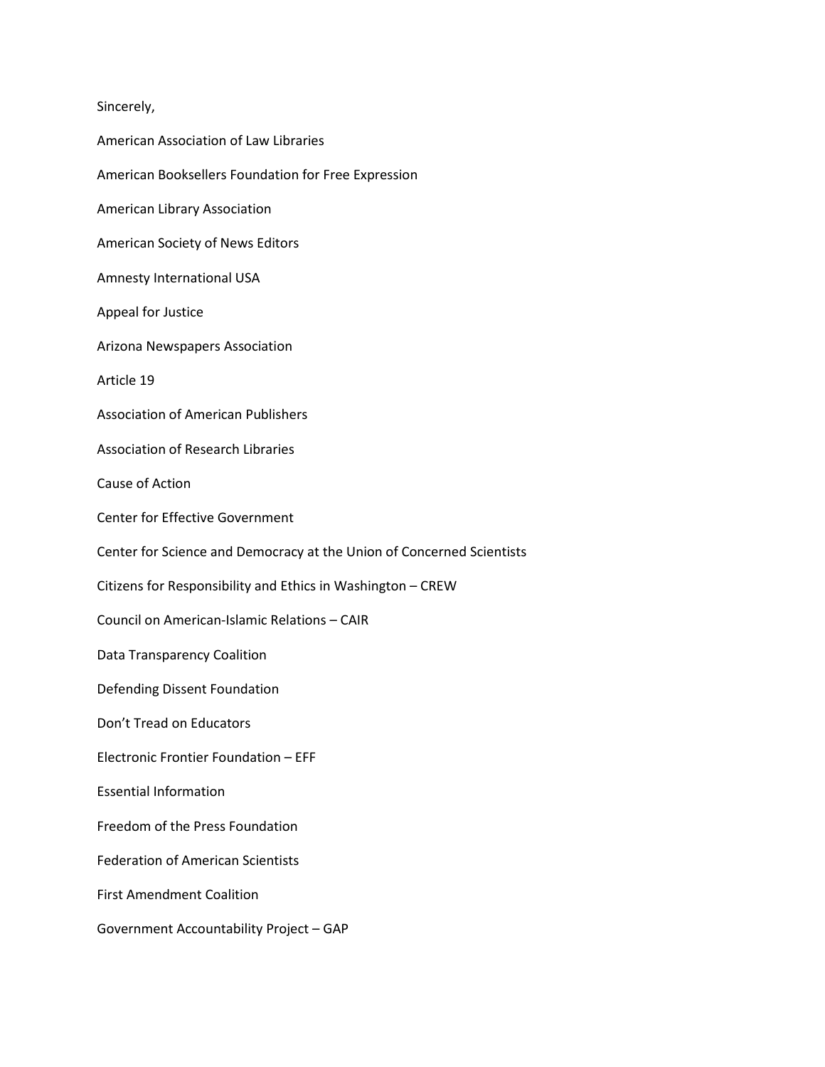Sincerely,

American Association of Law Libraries

American Booksellers Foundation for Free Expression

American Library Association

American Society of News Editors

Amnesty International USA

Appeal for Justice

Arizona Newspapers Association

Article 19

Association of American Publishers

Association of Research Libraries

Cause of Action

Center for Effective Government

Center for Science and Democracy at the Union of Concerned Scientists

Citizens for Responsibility and Ethics in Washington – CREW

Council on American-Islamic Relations – CAIR

Data Transparency Coalition

Defending Dissent Foundation

Don't Tread on Educators

Electronic Frontier Foundation – EFF

Essential Information

Freedom of the Press Foundation

Federation of American Scientists

First Amendment Coalition

Government Accountability Project – GAP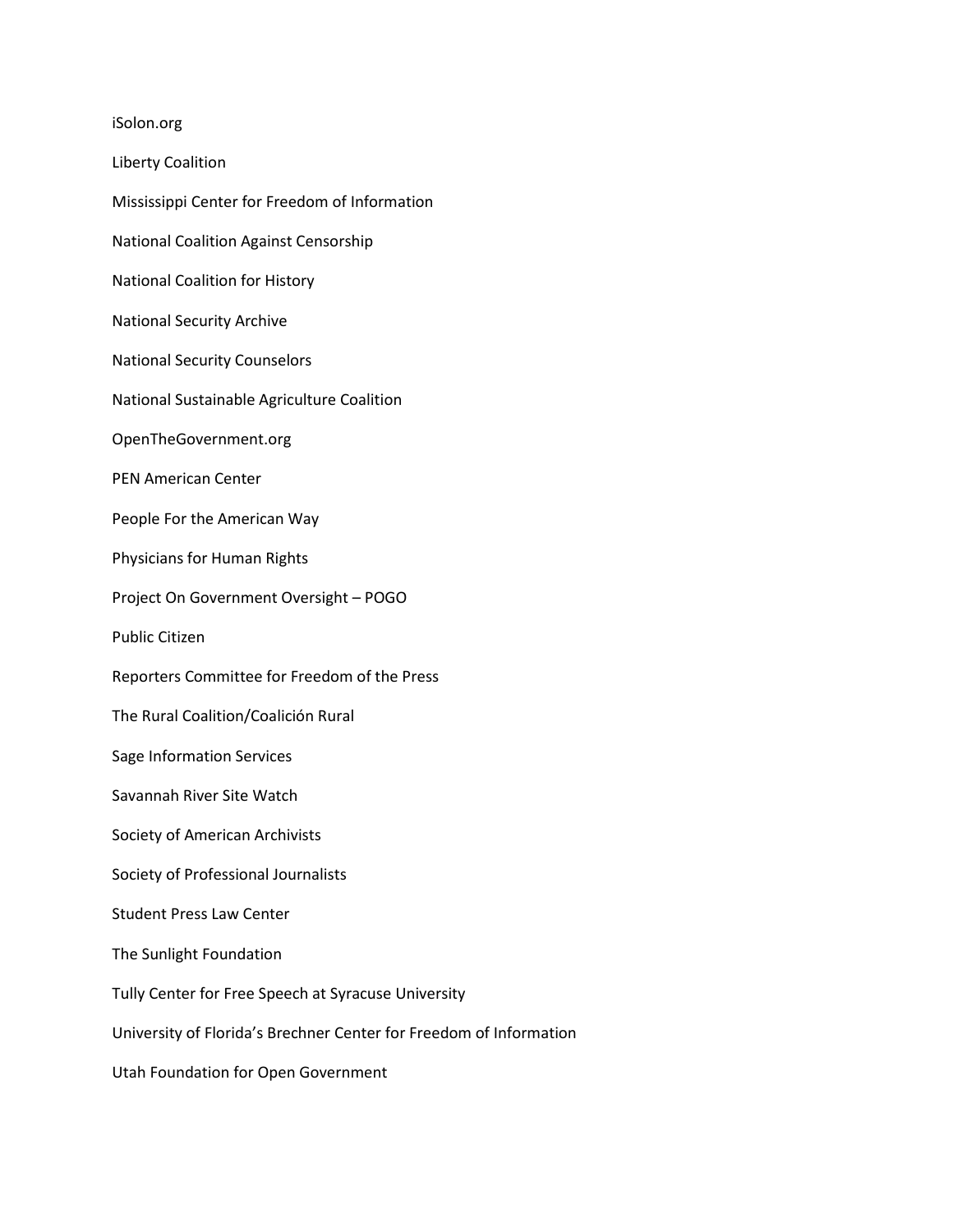iSolon.org

Liberty Coalition

Mississippi Center for Freedom of Information

National Coalition Against Censorship

National Coalition for History

National Security Archive

National Security Counselors

National Sustainable Agriculture Coalition

OpenTheGovernment.org

PEN American Center

People For the American Way

Physicians for Human Rights

Project On Government Oversight – POGO

Public Citizen

Reporters Committee for Freedom of the Press

The Rural Coalition/Coalición Rural

Sage Information Services

Savannah River Site Watch

Society of American Archivists

Society of Professional Journalists

Student Press Law Center

The Sunlight Foundation

Tully Center for Free Speech at Syracuse University

University of Florida's Brechner Center for Freedom of Information

Utah Foundation for Open Government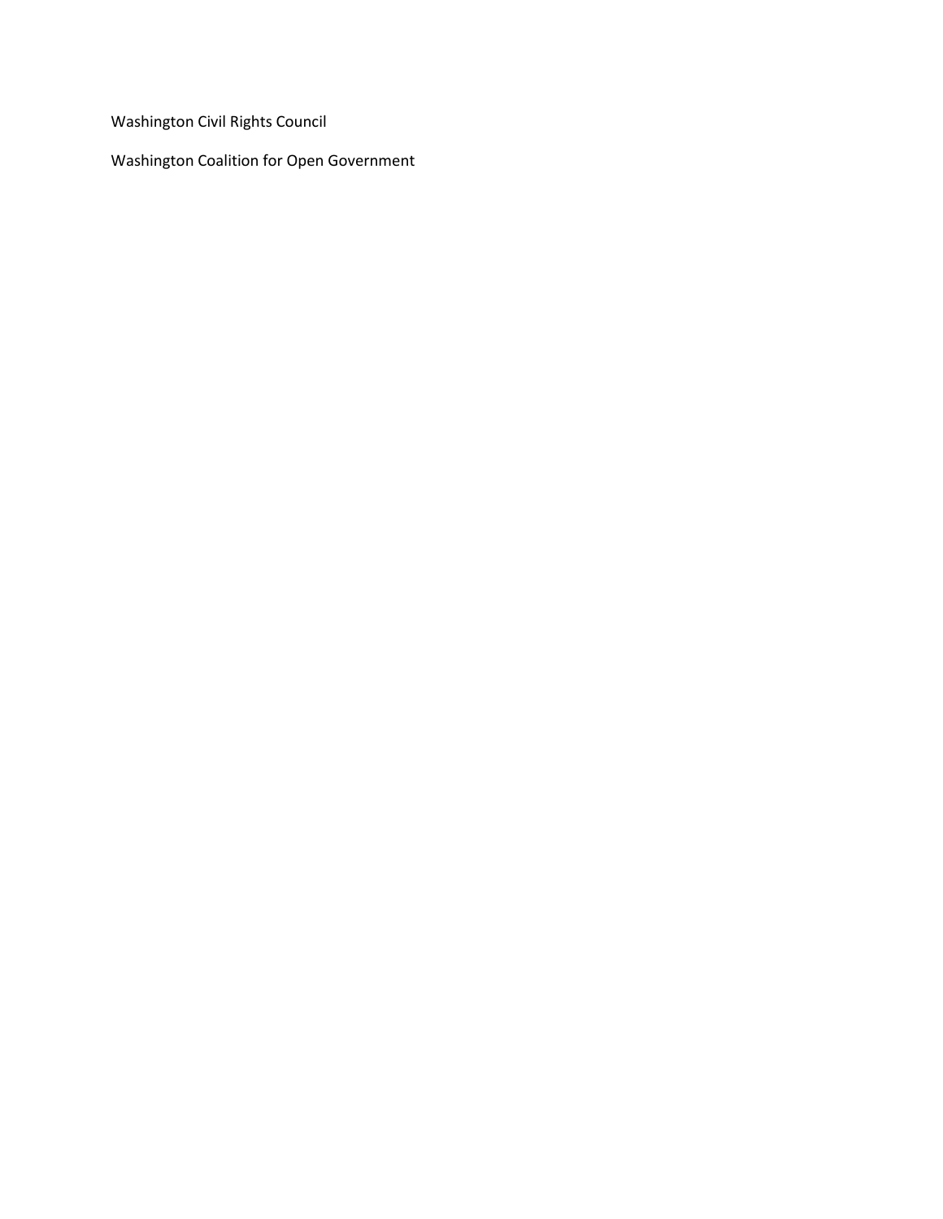Washington Civil Rights Council

Washington Coalition for Open Government